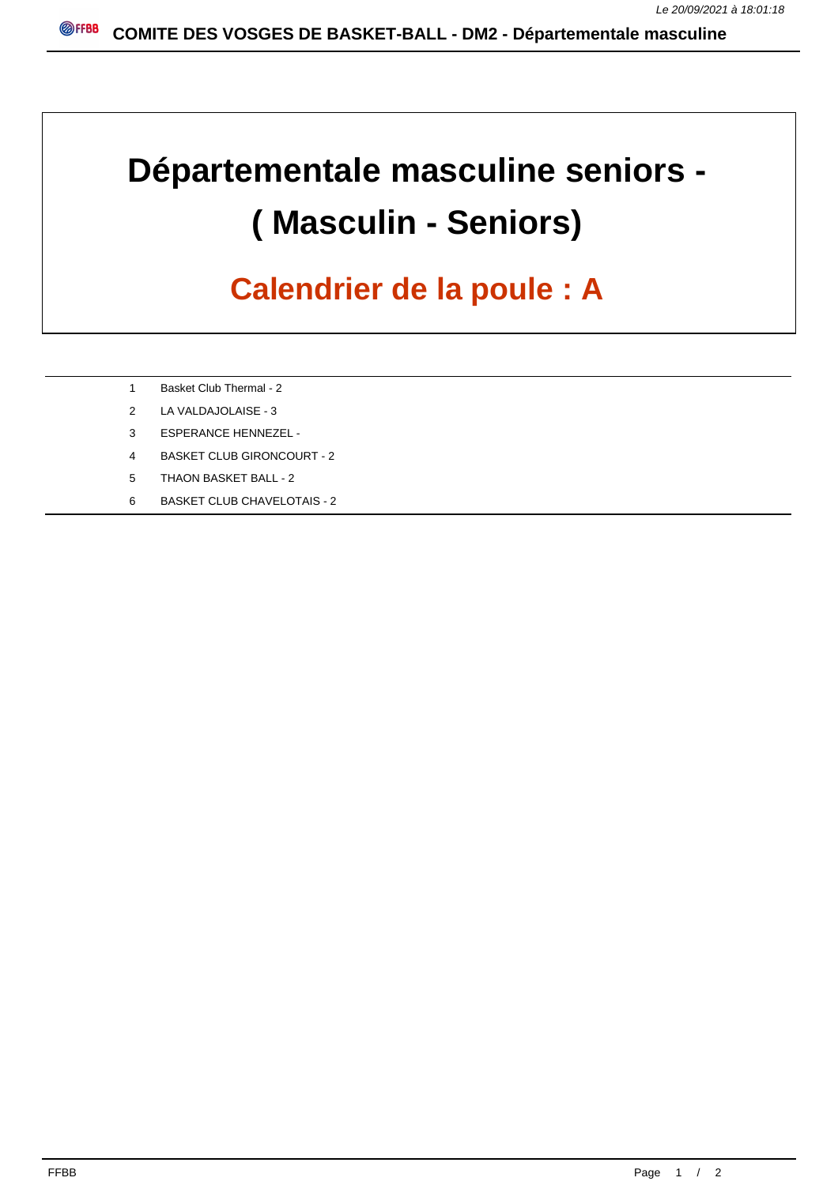# Départementale masculine seniors - ( Masculin - Seniors)

## Calendrier de la poule : A

| | |
|---|---|
| 1 | Basket Club Thermal - 2 |
| 2 | LA VALDAJOLAISE - 3 |
| 3 | ESPERANCE HENNEZEL - |
| 4 | BASKET CLUB GIRONCOURT - 2 |
| 5 | THAON BASKET BALL - 2 |
| 6 | BASKET CLUB CHAVELOTAIS - 2 |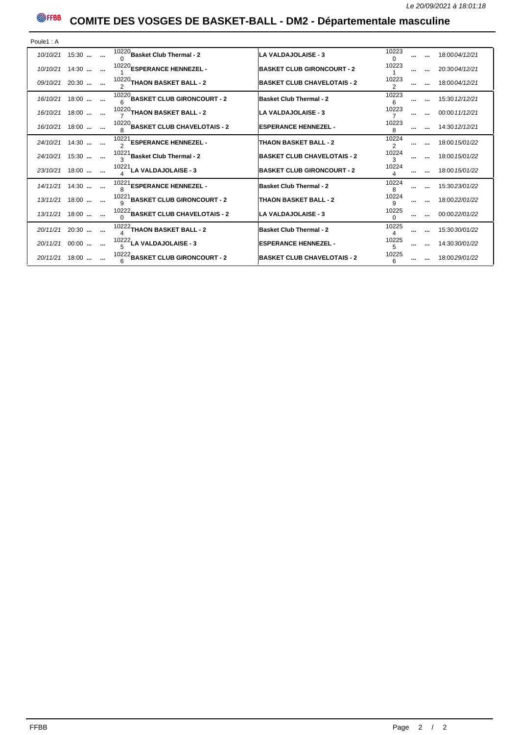# COMITE DES VOSGES DE BASKET-BALL - DM2 - Départementale masculine

*Le 20/09/2021 à 18:01:18*

Poule1 : A

| | | | | | | | | | | |
|---|---|---|---|---|---|---|---|---|---|---|
| *10/10/21* | 15:30 | ... | ... | 102200 | **Basket Club Thermal - 2** | **LA VALDAJOLAISE - 3** | 102230 | ... | ... | 18:00 *04/12/21* |
| *10/10/21* | 14:30 | ... | ... | 102201 | **ESPERANCE HENNEZEL -** | **BASKET CLUB GIRONCOURT - 2** | 102231 | ... | ... | 20:30 *04/12/21* |
| *09/10/21* | 20:30 | ... | ... | 102202 | **THAON BASKET BALL - 2** | **BASKET CLUB CHAVELOTAIS - 2** | 102232 | ... | ... | 18:00 *04/12/21* |
| *16/10/21* | 18:00 | ... | ... | 102206 | **BASKET CLUB GIRONCOURT - 2** | **Basket Club Thermal - 2** | 102236 | ... | ... | 15:30 *12/12/21* |
| *16/10/21* | 18:00 | ... | ... | 102207 | **THAON BASKET BALL - 2** | **LA VALDAJOLAISE - 3** | 102237 | ... | ... | 00:00 *11/12/21* |
| *16/10/21* | 18:00 | ... | ... | 102208 | **BASKET CLUB CHAVELOTAIS - 2** | **ESPERANCE HENNEZEL -** | 102238 | ... | ... | 14:30 *12/12/21* |
| *24/10/21* | 14:30 | ... | ... | 102212 | **ESPERANCE HENNEZEL -** | **THAON BASKET BALL - 2** | 102242 | ... | ... | 18:00 *15/01/22* |
| *24/10/21* | 15:30 | ... | ... | 102213 | **Basket Club Thermal - 2** | **BASKET CLUB CHAVELOTAIS - 2** | 102243 | ... | ... | 18:00 *15/01/22* |
| *23/10/21* | 18:00 | ... | ... | 102214 | **LA VALDAJOLAISE - 3** | **BASKET CLUB GIRONCOURT - 2** | 102244 | ... | ... | 18:00 *15/01/22* |
| *14/11/21* | 14:30 | ... | ... | 102218 | **ESPERANCE HENNEZEL -** | **Basket Club Thermal - 2** | 102248 | ... | ... | 15:30 *23/01/22* |
| *13/11/21* | 18:00 | ... | ... | 102219 | **BASKET CLUB GIRONCOURT - 2** | **THAON BASKET BALL - 2** | 102249 | ... | ... | 18:00 *22/01/22* |
| *13/11/21* | 18:00 | ... | ... | 102220 | **BASKET CLUB CHAVELOTAIS - 2** | **LA VALDAJOLAISE - 3** | 102250 | ... | ... | 00:00 *22/01/22* |
| *20/11/21* | 20:30 | ... | ... | 102224 | **THAON BASKET BALL - 2** | **Basket Club Thermal - 2** | 102254 | ... | ... | 15:30 *30/01/22* |
| *20/11/21* | 00:00 | ... | ... | 102225 | **LA VALDAJOLAISE - 3** | **ESPERANCE HENNEZEL -** | 102255 | ... | ... | 14:30 *30/01/22* |
| *20/11/21* | 18:00 | ... | ... | 102226 | **BASKET CLUB GIRONCOURT - 2** | **BASKET CLUB CHAVELOTAIS - 2** | 102256 | ... | ... | 18:00 *29/01/22* |